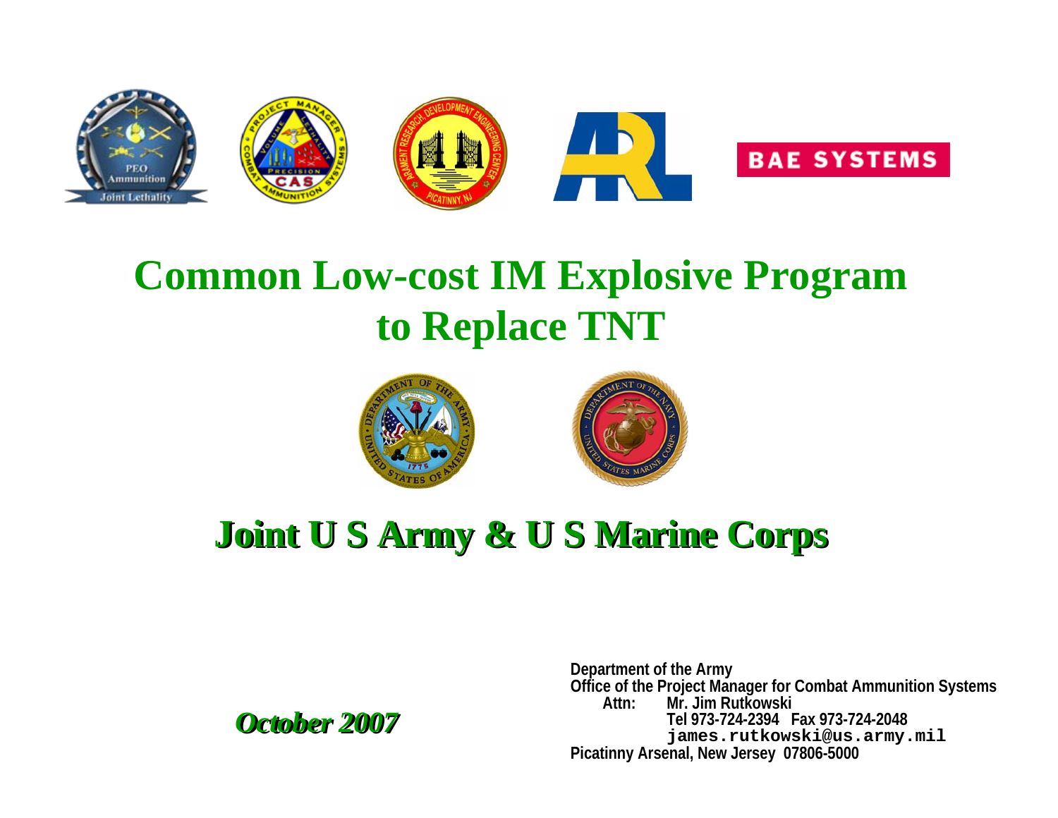# Common Low-cost IM Explosive Program to Replace TNT

## Joint U S Army & U S Marine Corps

*October 2007*

**Department of the Army**
**Office of the Project Manager for Combat Ammunition Systems**
**Attn: Mr. Jim Rutkowski**
**Tel 973-724-2394 Fax 973-724-2048**
**james.rutkowski@us.army.mil**
**Picatinny Arsenal, New Jersey 07806-5000**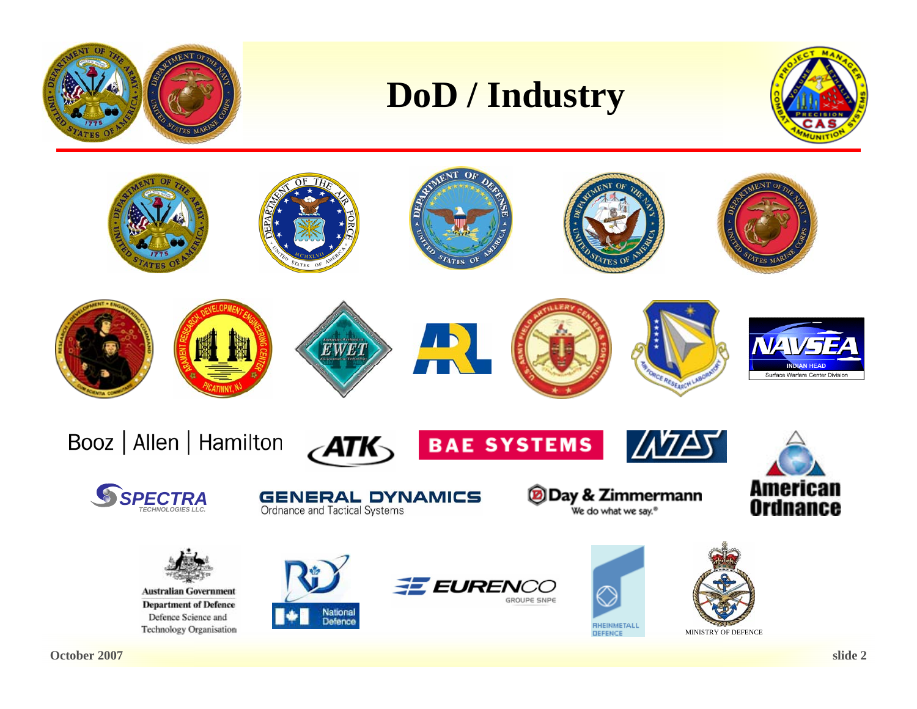# DoD / Industry

Booz | Allen | Hamilton

ATK

BAE SYSTEMS

NTS

SPECTRA TECHNOLOGIES LLC.

GENERAL DYNAMICS
Ordnance and Tactical Systems

Day & Zimmermann
We do what we say.®

American Ordnance

NAVSEA
INDIAN HEAD
Surface Warfare Center Division

EWET

Australian Government
Department of Defence
Defence Science and Technology Organisation

National Defence

EURENCO
GROUPE SNPE

RHEINMETALL DEFENCE

MINISTRY OF DEFENCE

October 2007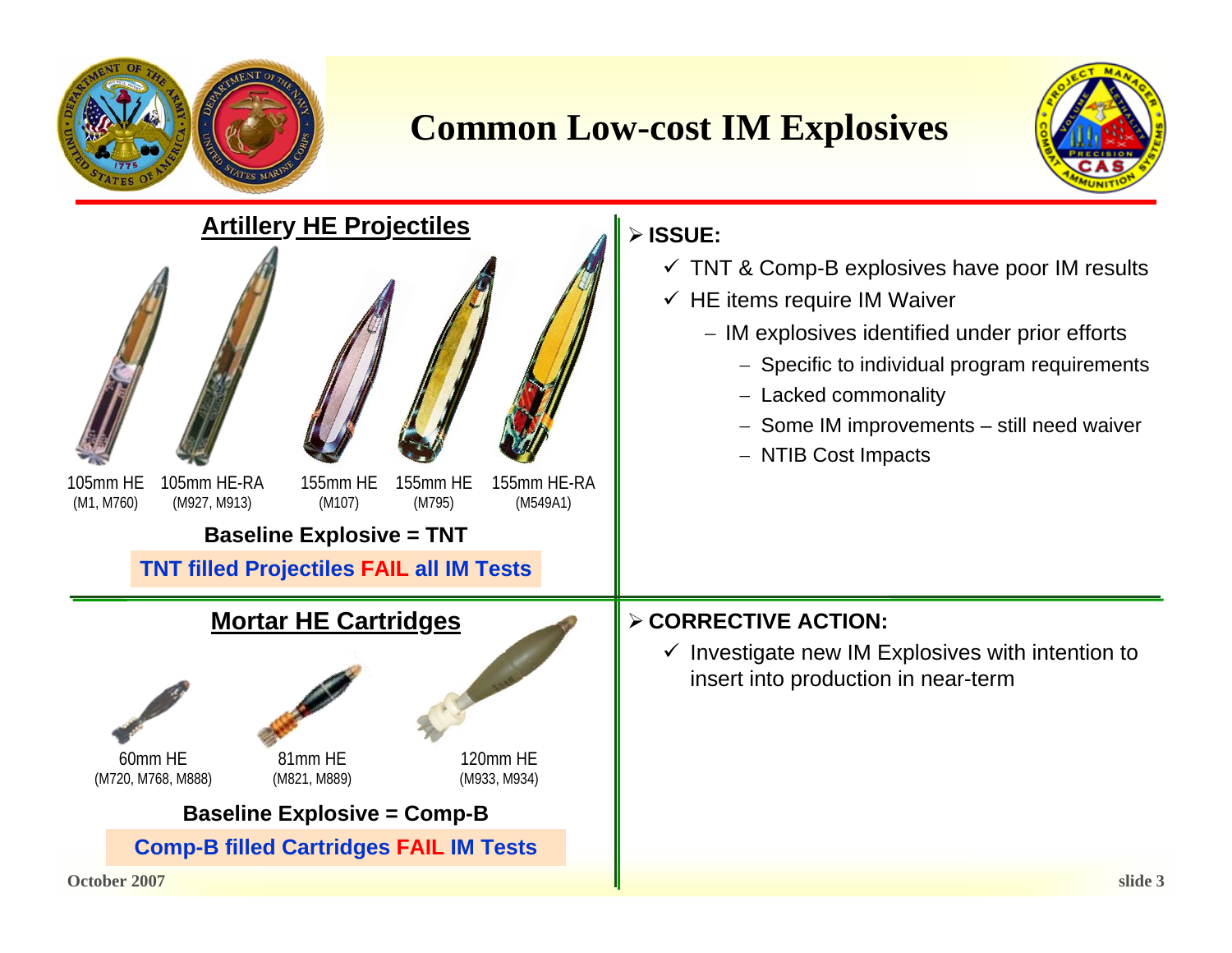# Common Low-cost IM Explosives

## Artillery HE Projectiles

105mm HE (M1, M760) | 105mm HE-RA (M927, M913) | 155mm HE (M107) | 155mm HE (M795) | 155mm HE-RA (M549A1)

**Baseline Explosive = TNT**

**TNT filled Projectiles FAIL all IM Tests**

## Mortar HE Cartridges

60mm HE (M720, M768, M888) | 81mm HE (M821, M889) | 120mm HE (M933, M934)

**Baseline Explosive = Comp-B**

**Comp-B filled Cartridges FAIL IM Tests**

- **ISSUE:**
  - ✓ TNT & Comp-B explosives have poor IM results
  - ✓ HE items require IM Waiver
    - IM explosives identified under prior efforts
      - Specific to individual program requirements
      - Lacked commonality
      - Some IM improvements – still need waiver
      - NTIB Cost Impacts

- **CORRECTIVE ACTION:**
  - ✓ Investigate new IM Explosives with intention to insert into production in near-term

October 2007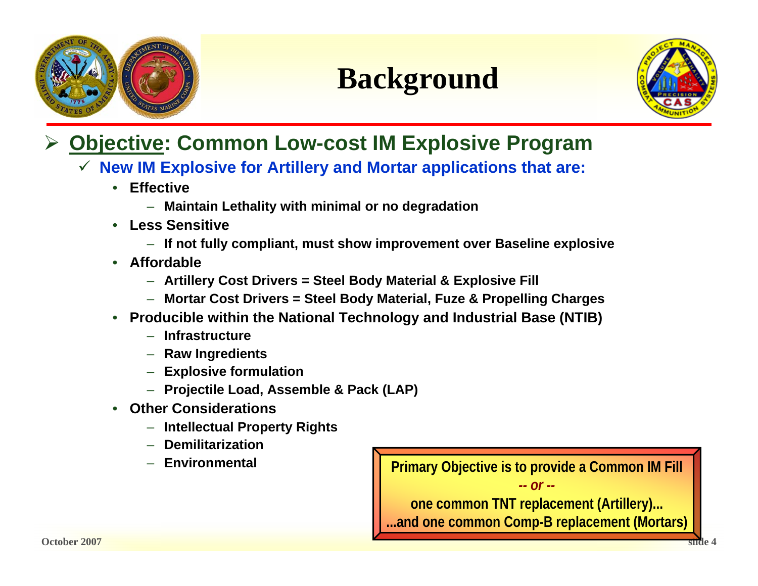# Background

- **Objective: Common Low-cost IM Explosive Program**
  - **New IM Explosive for Artillery and Mortar applications that are:**
    - **Effective**
      - **Maintain Lethality with minimal or no degradation**
    - **Less Sensitive**
      - **If not fully compliant, must show improvement over Baseline explosive**
    - **Affordable**
      - **Artillery Cost Drivers = Steel Body Material & Explosive Fill**
      - **Mortar Cost Drivers = Steel Body Material, Fuze & Propelling Charges**
    - **Producible within the National Technology and Industrial Base (NTIB)**
      - **Infrastructure**
      - **Raw Ingredients**
      - **Explosive formulation**
      - **Projectile Load, Assemble & Pack (LAP)**
    - **Other Considerations**
      - **Intellectual Property Rights**
      - **Demilitarization**
      - **Environmental**

**Primary Objective is to provide a Common IM Fill**
***-- or --***
**one common TNT replacement (Artillery)...**
**...and one common Comp-B replacement (Mortars)**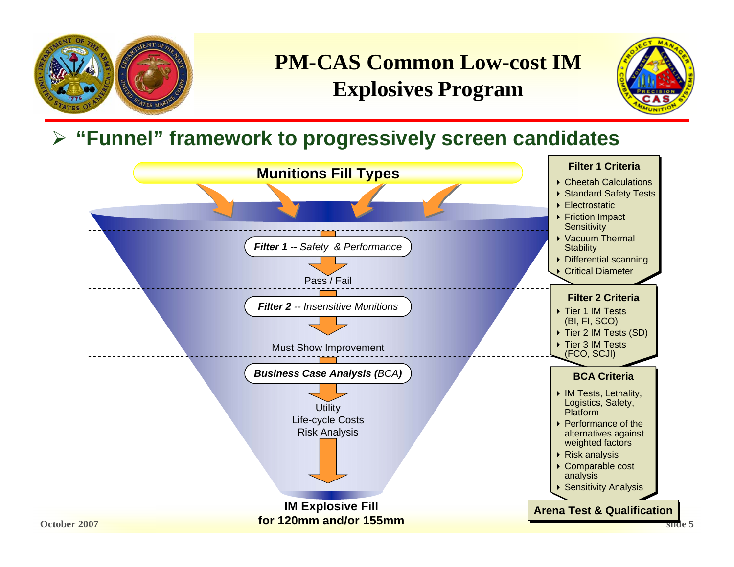# PM-CAS Common Low-cost IM Explosives Program

- **"Funnel" framework to progressively screen candidates**

**Munitions Fill Types**

***Filter 1** -- Safety & Performance*

Pass / Fail

***Filter 2** -- Insensitive Munitions*

Must Show Improvement

***Business Case Analysis** (BCA)*

Utility
Life-cycle Costs
Risk Analysis

**IM Explosive Fill**
**for 120mm and/or 155mm**

**Filter 1 Criteria**

- Cheetah Calculations
- Standard Safety Tests
- Electrostatic
- Friction Impact Sensitivity
- Vacuum Thermal Stability
- Differential scanning
- Critical Diameter

**Filter 2 Criteria**

- Tier 1 IM Tests (BI, FI, SCO)
- Tier 2 IM Tests (SD)
- Tier 3 IM Tests (FCO, SCJI)

**BCA Criteria**

- IM Tests, Lethality, Logistics, Safety, Platform
- Performance of the alternatives against weighted factors
- Risk analysis
- Comparable cost analysis
- Sensitivity Analysis

**Arena Test & Qualification**

October 2007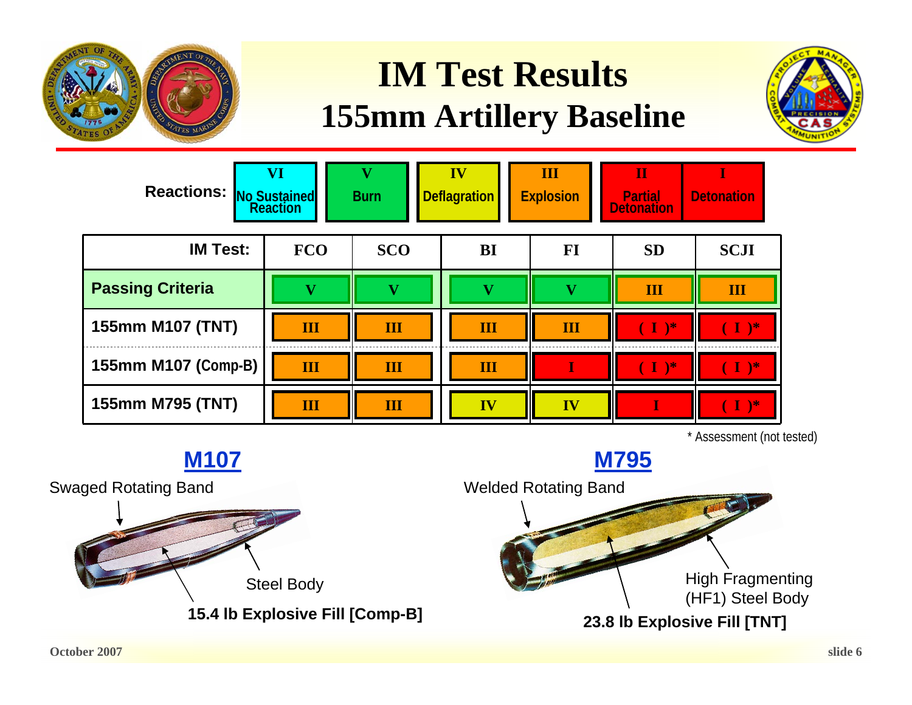# IM Test Results
## 155mm Artillery Baseline

**Reactions:**

| VI | V | IV | III | II | I |
|---|---|---|---|---|---|
| No Sustained Reaction | Burn | Deflagration | Explosion | Partial Detonation | Detonation |

| IM Test: | FCO | SCO | BI | FI | SD | SCJI |
|---|---|---|---|---|---|---|
| **Passing Criteria** | V | V | V | V | III | III |
| **155mm M107 (TNT)** | III | III | III | III | ( I )* | ( I )* |
| **155mm M107 (Comp-B)** | III | III | III | I | ( I )* | ( I )* |
| **155mm M795 (TNT)** | III | III | IV | IV | I | ( I )* |

\* Assessment (not tested)

### M107

Swaged Rotating Band

Steel Body

**15.4 lb Explosive Fill [Comp-B]**

### M795

Welded Rotating Band

High Fragmenting (HF1) Steel Body

**23.8 lb Explosive Fill [TNT]**

October 2007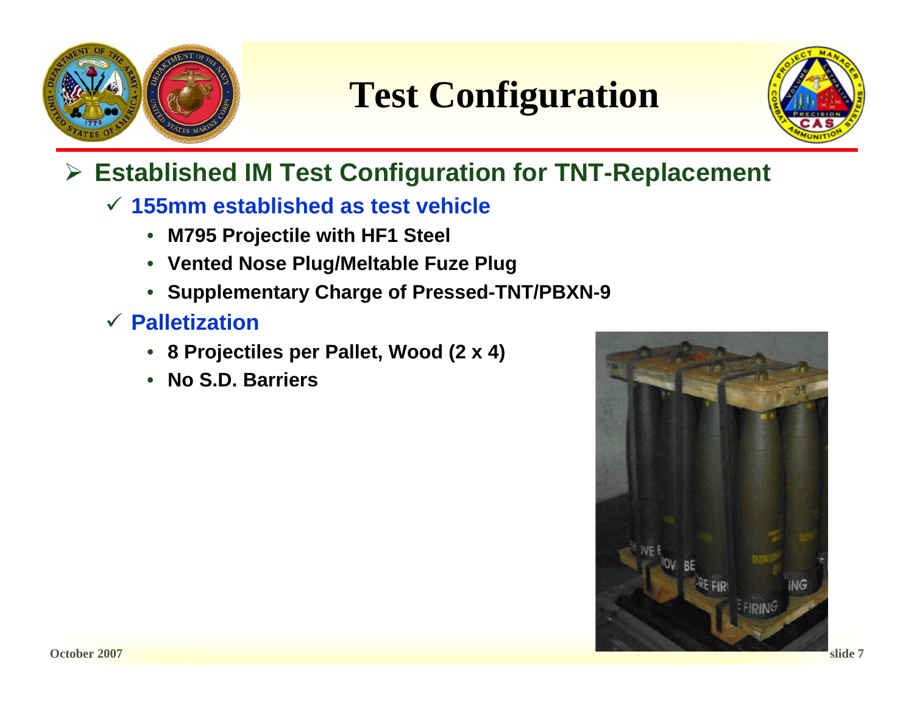# Test Configuration

- **Established IM Test Configuration for TNT-Replacement**
  - ✓ **155mm established as test vehicle**
    - **M795 Projectile with HF1 Steel**
    - **Vented Nose Plug/Meltable Fuze Plug**
    - **Supplementary Charge of Pressed-TNT/PBXN-9**
  - ✓ **Palletization**
    - **8 Projectiles per Pallet, Wood (2 x 4)**
    - **No S.D. Barriers**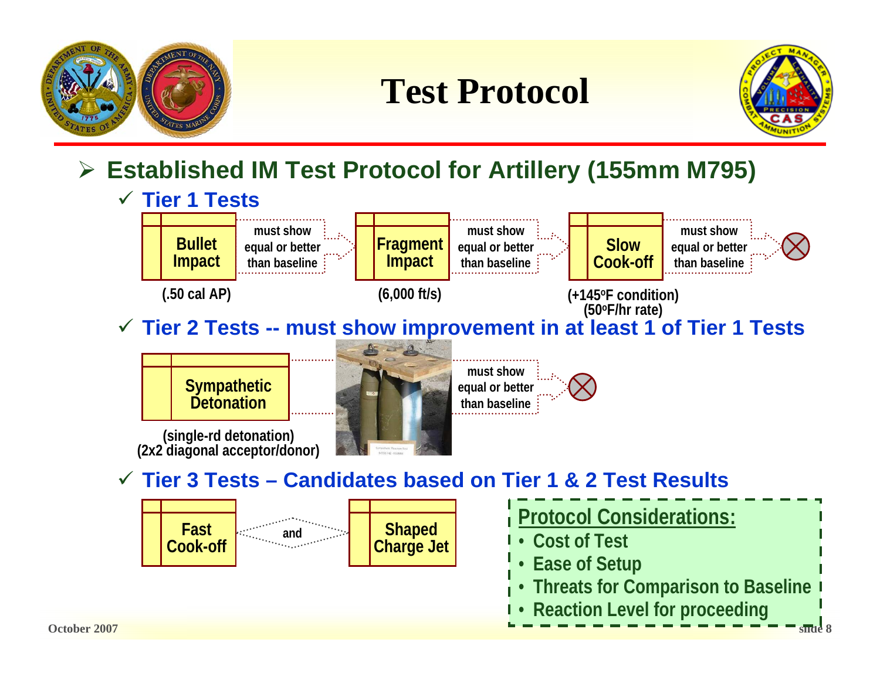# Test Protocol

- **Established IM Test Protocol for Artillery (155mm M795)**
  - **Tier 1 Tests**

    **Bullet Impact** (.50 cal AP) → must show equal or better than baseline → **Fragment Impact** (6,000 ft/s) → must show equal or better than baseline → **Slow Cook-off** (+145°F condition) (50°F/hr rate) → must show equal or better than baseline → ⊗

  - **Tier 2 Tests -- must show improvement in at least 1 of Tier 1 Tests**

    **Sympathetic Detonation** (single-rd detonation) (2x2 diagonal acceptor/donor) → must show equal or better than baseline → ⊗

  - **Tier 3 Tests – Candidates based on Tier 1 & 2 Test Results**

    **Fast Cook-off** and **Shaped Charge Jet**

**Protocol Considerations:**

- Cost of Test
- Ease of Setup
- Threats for Comparison to Baseline
- Reaction Level for proceeding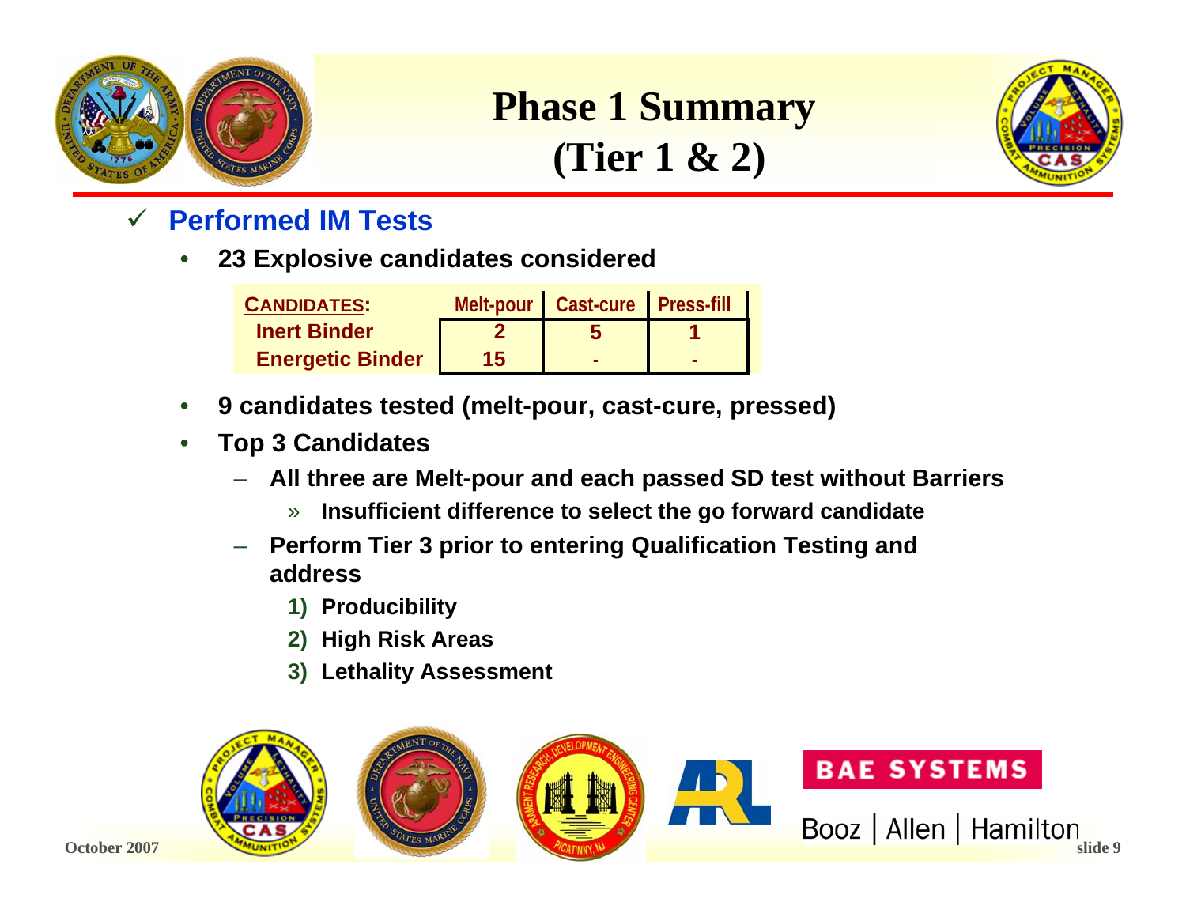# Phase 1 Summary (Tier 1 & 2)

✓ **Performed IM Tests**

- **23 Explosive candidates considered**

| CANDIDATES: | Melt-pour | Cast-cure | Press-fill |
|---|---|---|---|
| Inert Binder | 2 | 5 | 1 |
| Energetic Binder | 15 | - | - |

- **9 candidates tested (melt-pour, cast-cure, pressed)**
- **Top 3 Candidates**
  - **All three are Melt-pour and each passed SD test without Barriers**
    - » **Insufficient difference to select the go forward candidate**
  - **Perform Tier 3 prior to entering Qualification Testing and address**
    1) **Producibility**
    2) **High Risk Areas**
    3) **Lethality Assessment**

BAE SYSTEMS

Booz | Allen | Hamilton

October 2007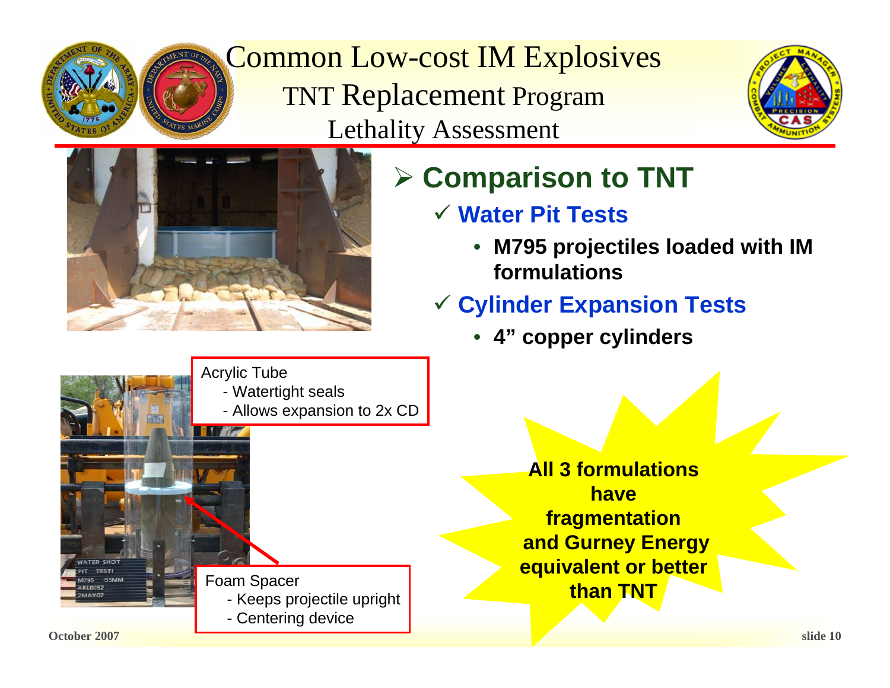# Common Low-cost IM Explosives

## TNT Replacement Program

## Lethality Assessment

### Comparison to TNT

- **Water Pit Tests**
  - **M795 projectiles loaded with IM formulations**
- **Cylinder Expansion Tests**
  - **4” copper cylinders**

Acrylic Tube
- Watertight seals
- Allows expansion to 2x CD

Foam Spacer
- Keeps projectile upright
- Centering device

**All 3 formulations have fragmentation and Gurney Energy equivalent or better than TNT**

October 2007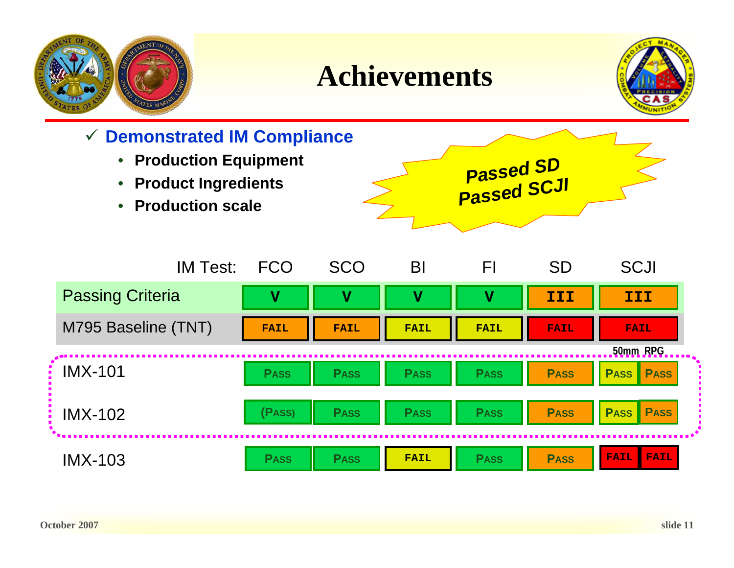# Achievements

✓ **Demonstrated IM Compliance**

- **Production Equipment**
- **Product Ingredients**
- **Production scale**

***Passed SD***
***Passed SCJI***

| IM Test: | FCO | SCO | BI | FI | SD | SCJI | |
|---|---|---|---|---|---|---|---|
| Passing Criteria | V | V | V | V | III | III | |
| M795 Baseline (TNT) | FAIL | FAIL | FAIL | FAIL | FAIL | FAIL | |
| | | | | | | 50mm | RPG |
| IMX-101 | PASS | PASS | PASS | PASS | PASS | PASS | PASS |
| IMX-102 | (PASS) | PASS | PASS | PASS | PASS | PASS | PASS |
| IMX-103 | PASS | PASS | FAIL | PASS | PASS | FAIL | FAIL |

October 2007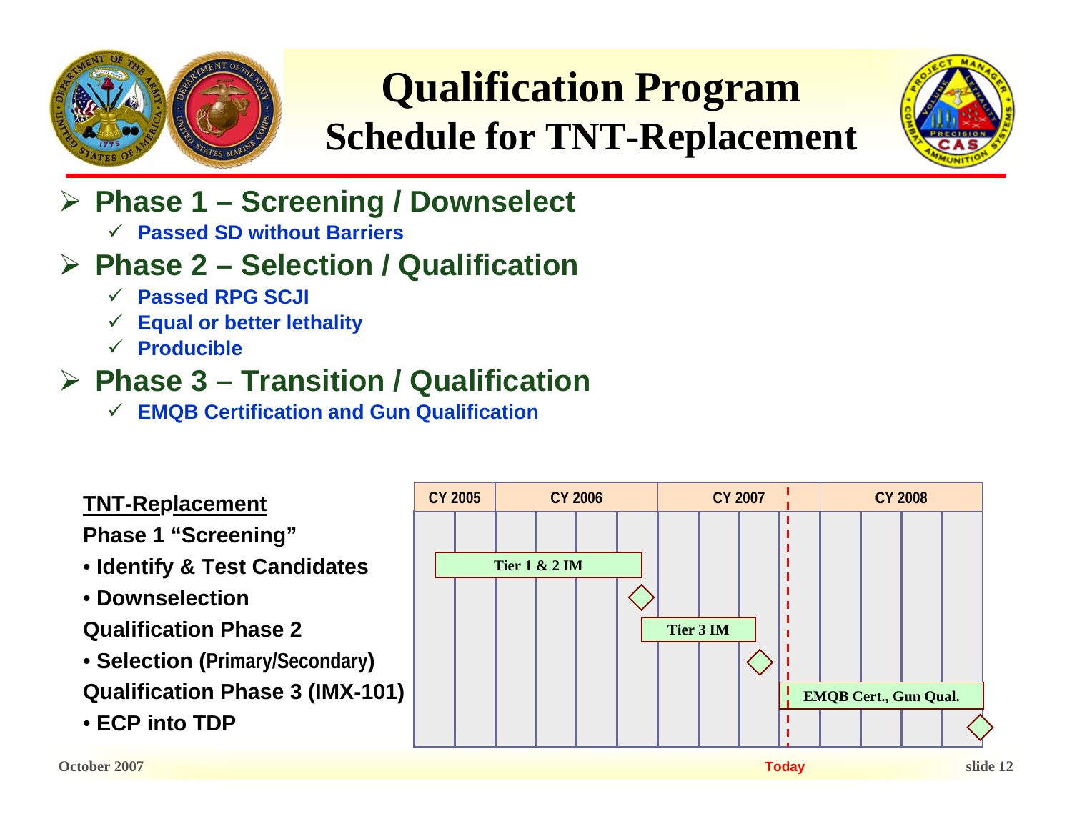# Qualification Program
## Schedule for TNT-Replacement

- **Phase 1 – Screening / Downselect**
  - ✓ **Passed SD without Barriers**
- **Phase 2 – Selection / Qualification**
  - ✓ **Passed RPG SCJI**
  - ✓ **Equal or better lethality**
  - ✓ **Producible**
- **Phase 3 – Transition / Qualification**
  - ✓ **EMQB Certification and Gun Qualification**

**TNT-Replacement**

**Phase 1 "Screening"**

- **Identify & Test Candidates**
- **Downselection**

**Qualification Phase 2**

- **Selection (Primary/Secondary)**

**Qualification Phase 3 (IMX-101)**

- **ECP into TDP**

| CY 2005 | CY 2006 | CY 2007 | CY 2008 |
|---|---|---|---|
| Tier 1 & 2 IM | Tier 1 & 2 IM | | |
| | Tier 3 IM | Tier 3 IM | |
| | | EMQB Cert., Gun Qual. | EMQB Cert., Gun Qual. |

Today

October 2007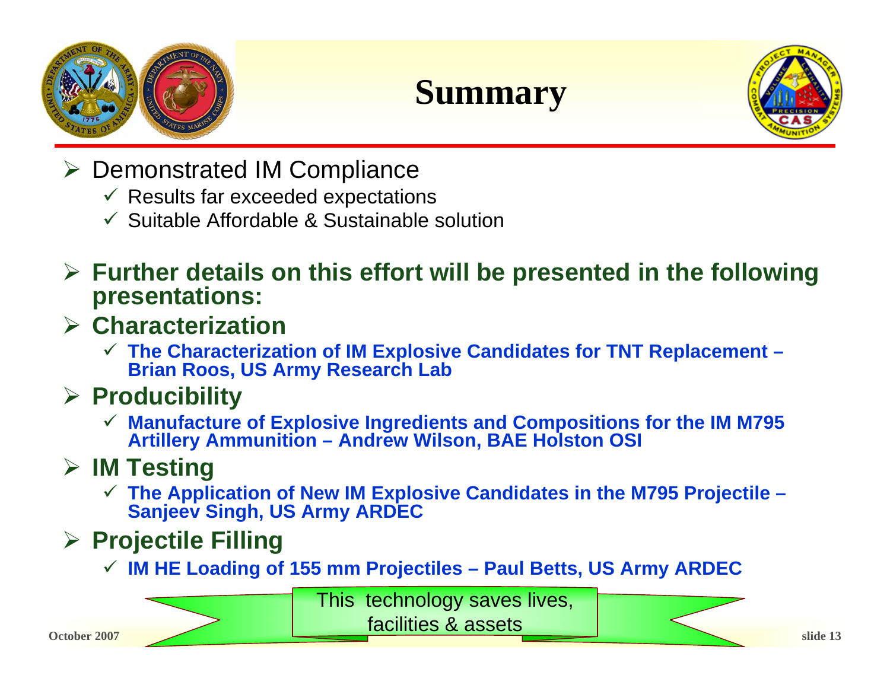# Summary

- Demonstrated IM Compliance
  - ✓ Results far exceeded expectations
  - ✓ Suitable Affordable & Sustainable solution

- **Further details on this effort will be presented in the following presentations:**
- **Characterization**
  - ✓ **The Characterization of IM Explosive Candidates for TNT Replacement – Brian Roos, US Army Research Lab**
- **Producibility**
  - ✓ **Manufacture of Explosive Ingredients and Compositions for the IM M795 Artillery Ammunition – Andrew Wilson, BAE Holston OSI**
- **IM Testing**
  - ✓ **The Application of New IM Explosive Candidates in the M795 Projectile – Sanjeev Singh, US Army ARDEC**
- **Projectile Filling**
  - ✓ **IM HE Loading of 155 mm Projectiles – Paul Betts, US Army ARDEC**

This technology saves lives, facilities & assets

October 2007